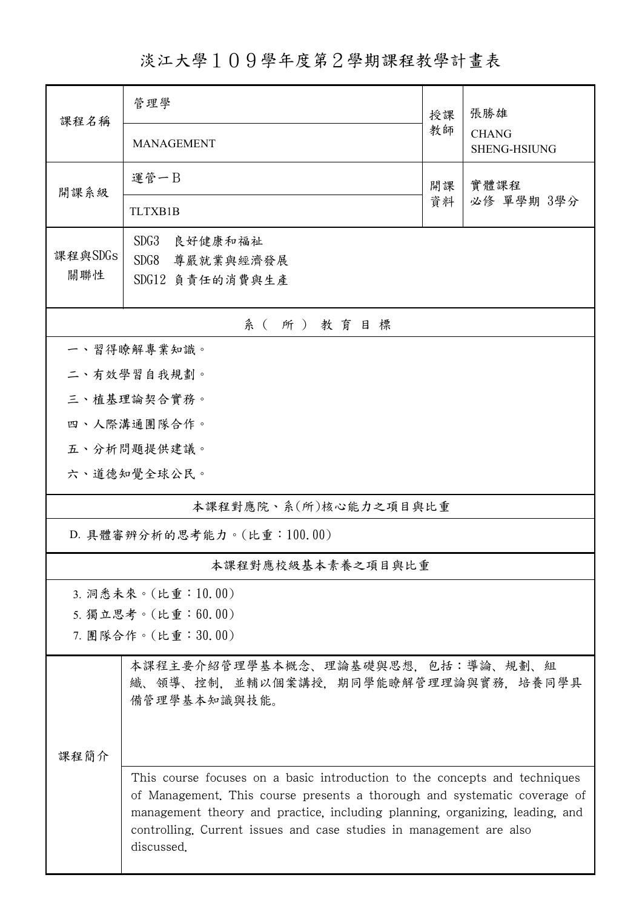# 淡江大學１０９學年度第２學期課程教學計畫表

| 課程名稱 | 管理學 | 授課教師 | 張勝雄 |
|---|---|---|---|
| | MANAGEMENT | | CHANG SHENG-HSIUNG |
| 開課系級 | 運管一B | 開課資料 | 實體課程<br>必修 單學期 3學分 |
| | TLTXB1B | | |
| 課程與SDGs關聯性 | SDG3 良好健康和福祉<br>SDG8 尊嚴就業與經濟發展<br>SDG12 負責任的消費與生產 | | |

## 系（所）教育目標

一、習得瞭解專業知識。

二、有效學習自我規劃。

三、植基理論契合實務。

四、人際溝通團隊合作。

五、分析問題提供建議。

六、道德知覺全球公民。

## 本課程對應院、系(所)核心能力之項目與比重

D. 具體審辨分析的思考能力。(比重：100.00)

## 本課程對應校級基本素養之項目與比重

3. 洞悉未來。(比重：10.00)
5. 獨立思考。(比重：60.00)
7. 團隊合作。(比重：30.00)

## 課程簡介

本課程主要介紹管理學基本概念、理論基礎與思想，包括：導論、規劃、組織、領導、控制，並輔以個案講授，期同學能瞭解管理理論與實務，培養同學具備管理學基本知識與技能。

This course focuses on a basic introduction to the concepts and techniques of Management. This course presents a thorough and systematic coverage of management theory and practice, including planning, organizing, leading, and controlling. Current issues and case studies in management are also discussed.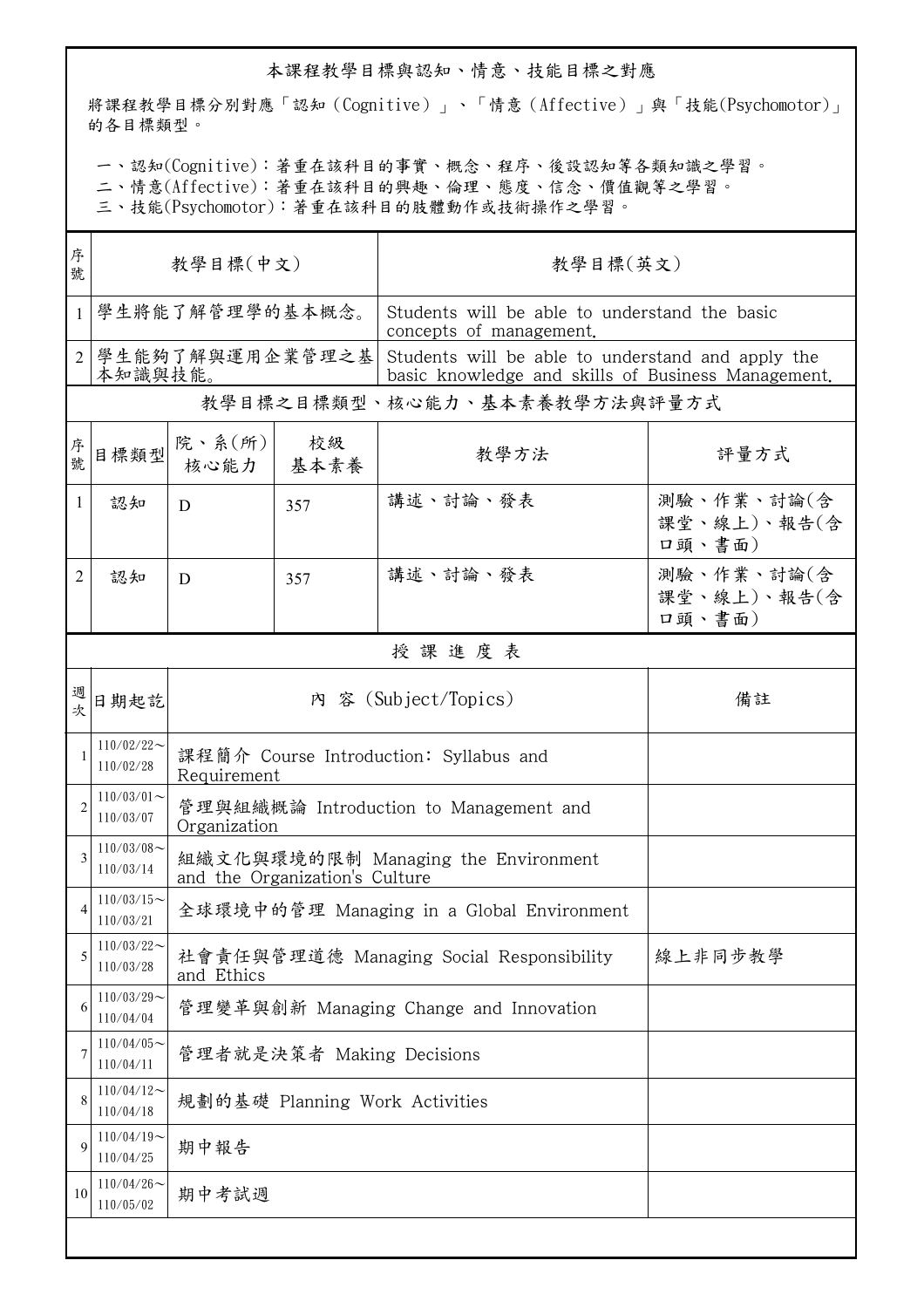## 本課程教學目標與認知、情意、技能目標之對應

將課程教學目標分別對應「認知（Cognitive）」、「情意（Affective）」與「技能(Psychomotor)」的各目標類型。

一、認知(Cognitive)：著重在該科目的事實、概念、程序、後設認知等各類知識之學習。
二、情意(Affective)：著重在該科目的興趣、倫理、態度、信念、價值觀等之學習。
三、技能(Psychomotor)：著重在該科目的肢體動作或技術操作之學習。

| 序號 | 教學目標(中文) | 教學目標(英文) |
|---|---|---|
| 1 | 學生將能了解管理學的基本概念。 | Students will be able to understand the basic concepts of management. |
| 2 | 學生能夠了解與運用企業管理之基本知識與技能。 | Students will be able to understand and apply the basic knowledge and skills of Business Management. |

### 教學目標之目標類型、核心能力、基本素養教學方法與評量方式

| 序號 | 目標類型 | 院、系(所)核心能力 | 校級基本素養 | 教學方法 | 評量方式 |
|---|---|---|---|---|---|
| 1 | 認知 | D | 357 | 講述、討論、發表 | 測驗、作業、討論(含課堂、線上)、報告(含口頭、書面) |
| 2 | 認知 | D | 357 | 講述、討論、發表 | 測驗、作業、討論(含課堂、線上)、報告(含口頭、書面) |

### 授課進度表

| 週次 | 日期起訖 | 內 容 (Subject/Topics) | 備註 |
|---|---|---|---|
| 1 | 110/02/22～110/02/28 | 課程簡介 Course Introduction: Syllabus and Requirement | |
| 2 | 110/03/01～110/03/07 | 管理與組織概論 Introduction to Management and Organization | |
| 3 | 110/03/08～110/03/14 | 組織文化與環境的限制 Managing the Environment and the Organization's Culture | |
| 4 | 110/03/15～110/03/21 | 全球環境中的管理 Managing in a Global Environment | |
| 5 | 110/03/22～110/03/28 | 社會責任與管理道德 Managing Social Responsibility and Ethics | 線上非同步教學 |
| 6 | 110/03/29～110/04/04 | 管理變革與創新 Managing Change and Innovation | |
| 7 | 110/04/05～110/04/11 | 管理者就是決策者 Making Decisions | |
| 8 | 110/04/12～110/04/18 | 規劃的基礎 Planning Work Activities | |
| 9 | 110/04/19～110/04/25 | 期中報告 | |
| 10 | 110/04/26～110/05/02 | 期中考試週 | |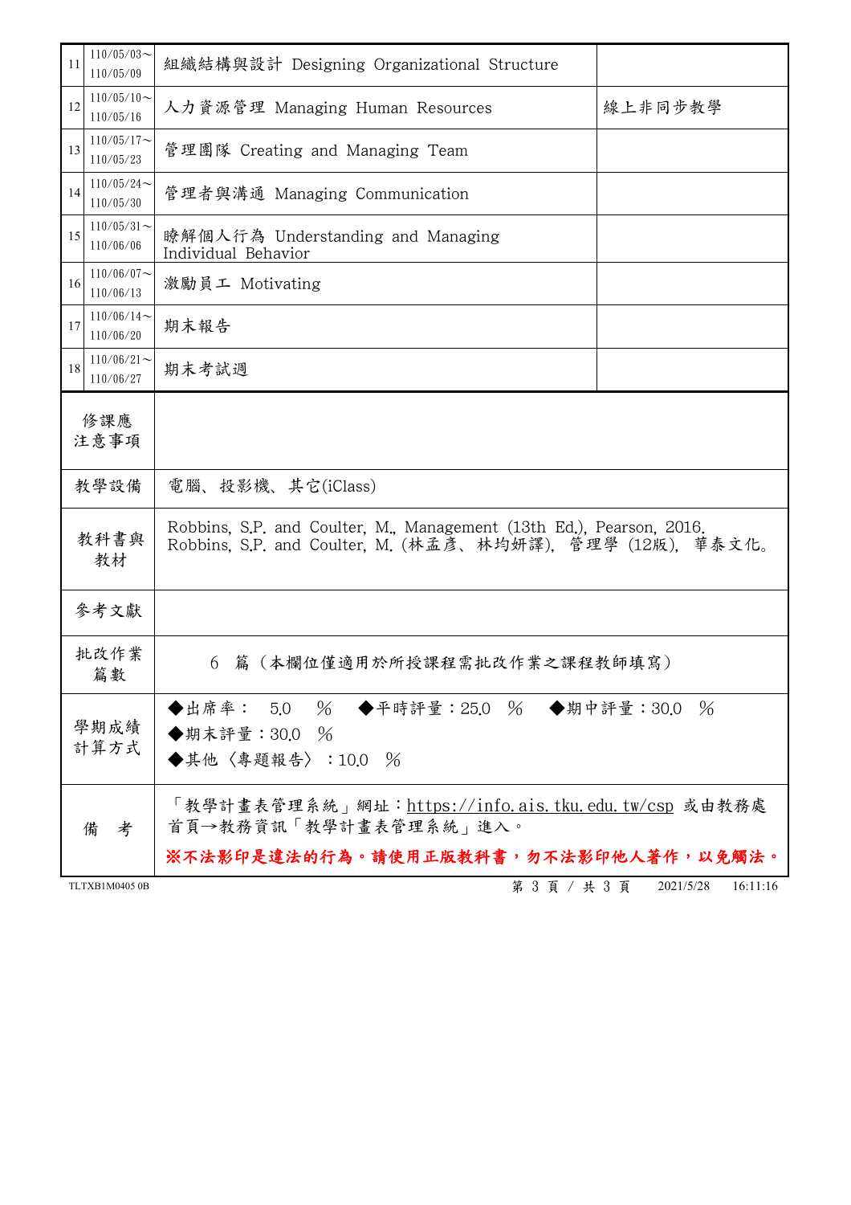| | | | |
|---|---|---|---|
| 11 | 110/05/03～<br>110/05/09 | 組織結構與設計 Designing Organizational Structure | |
| 12 | 110/05/10～<br>110/05/16 | 人力資源管理 Managing Human Resources | 線上非同步教學 |
| 13 | 110/05/17～<br>110/05/23 | 管理團隊 Creating and Managing Team | |
| 14 | 110/05/24～<br>110/05/30 | 管理者與溝通 Managing Communication | |
| 15 | 110/05/31～<br>110/06/06 | 瞭解個人行為 Understanding and Managing Individual Behavior | |
| 16 | 110/06/07～<br>110/06/13 | 激勵員工 Motivating | |
| 17 | 110/06/14～<br>110/06/20 | 期末報告 | |
| 18 | 110/06/21～<br>110/06/27 | 期末考試週 | |

| | |
|---|---|
| 修課應注意事項 | |
| 教學設備 | 電腦、投影機、其它(iClass) |
| 教科書與教材 | Robbins, S.P. and Coulter, M., Management (13th Ed.), Pearson, 2016.<br>Robbins, S.P. and Coulter, M. (林孟彥、林均妍譯), 管理學 (12版), 華泰文化。 |
| 參考文獻 | |
| 批改作業篇數 | 6 篇（本欄位僅適用於所授課程需批改作業之課程教師填寫） |
| 學期成績計算方式 | ◆出席率： 5.0 ％ ◆平時評量：25.0 ％ ◆期中評量：30.0 ％<br>◆期末評量：30.0 ％<br>◆其他〈專題報告〉：10.0 ％ |
| 備考 | 「教學計畫表管理系統」網址：https://info.ais.tku.edu.tw/csp 或由教務處首頁→教務資訊「教學計畫表管理系統」進入。<br>**※不法影印是違法的行為。請使用正版教科書，勿不法影印他人著作，以免觸法。** |

TLTXB1M0405 0B　　2021/5/28　16:11:16